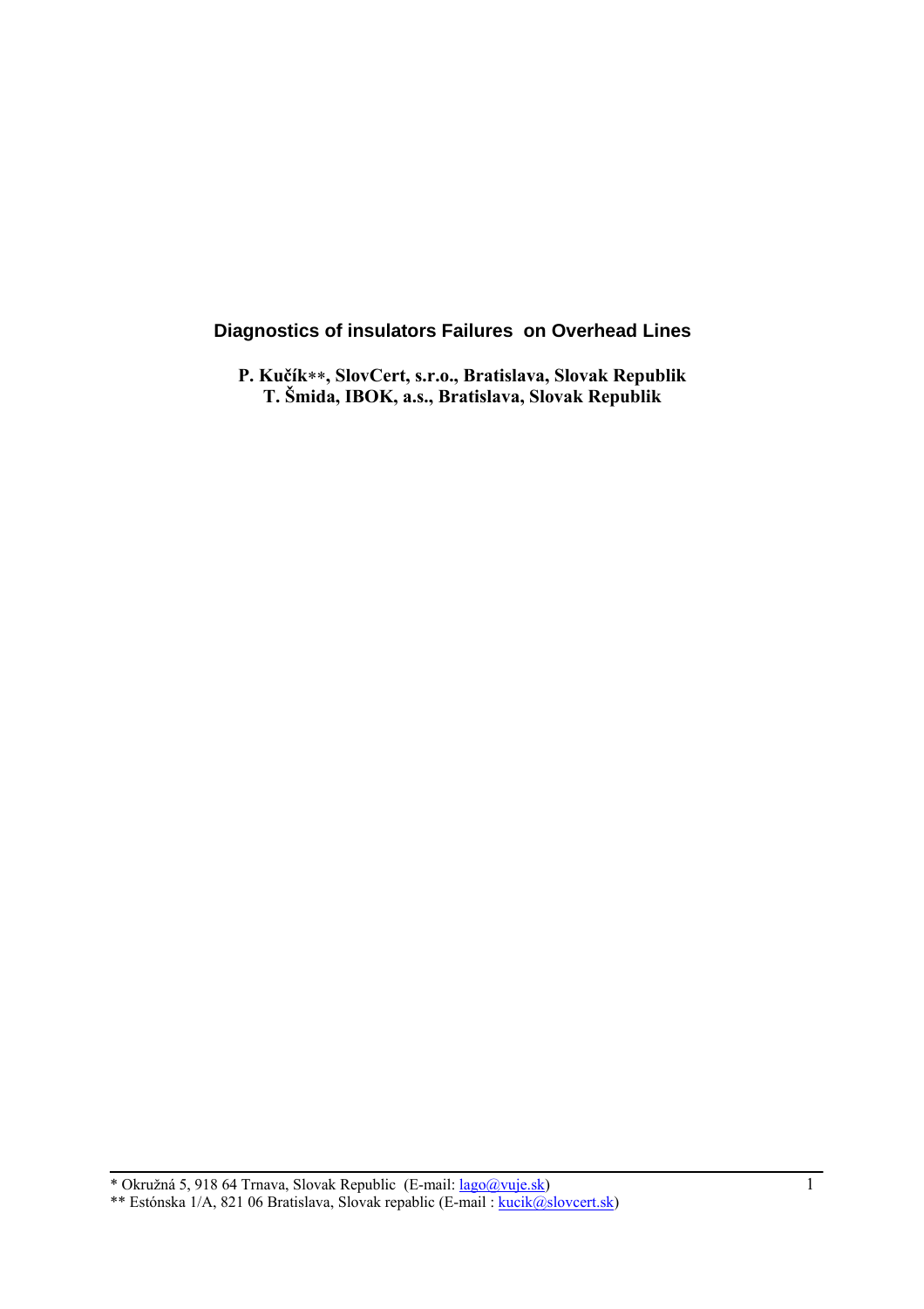# Diagnostics of insulators Failures  on Overhead Lines

**P. Kučík\*\*, SlovCert, s.r.o., Bratislava, Slovak Republik**
**T. Šmida, IBOK, a.s., Bratislava, Slovak Republik**

---

\* Okružná 5, 918 64 Trnava, Slovak Republic  (E-mail: lago@vuje.sk)
\*\* Estónska 1/A, 821 06 Bratislava, Slovak repablic (E-mail : kucik@slovcert.sk)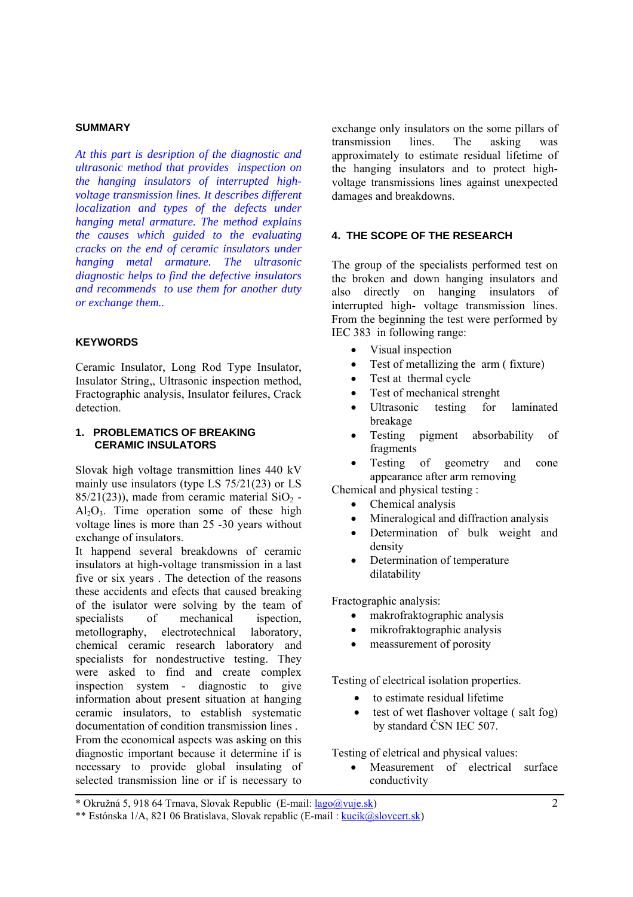## SUMMARY

*At this part is desription of the diagnostic and ultrasonic method that provides inspection on the hanging insulators of interrupted high-voltage transmission lines. It describes different localization and types of the defects under hanging metal armature. The method explains the causes which guided to the evaluating cracks on the end of ceramic insulators under hanging metal armature. The ultrasonic diagnostic helps to find the defective insulators and recommends to use them for another duty or exchange them..*

## KEYWORDS

Ceramic Insulator, Long Rod Type Insulator, Insulator String,, Ultrasonic inspection method, Fractographic analysis, Insulator feilures, Crack detection.

## 1. PROBLEMATICS OF BREAKING CERAMIC INSULATORS

Slovak high voltage transmittion lines 440 kV mainly use insulators (type LS 75/21(23) or LS 85/21(23)), made from ceramic material $SiO_2$ - $Al_2O_3$. Time operation some of these high voltage lines is more than 25 -30 years without exchange of insulators.

It happend several breakdowns of ceramic insulators at high-voltage transmission in a last five or six years . The detection of the reasons these accidents and efects that caused breaking of the isulator were solving by the team of specialists of mechanical inspection, metollography, electrotechnical laboratory, chemical ceramic research laboratory and specialists for nondestructive testing. They were asked to find and create complex inspection system - diagnostic to give information about present situation at hanging ceramic insulators, to establish systematic documentation of condition transmission lines . From the economical aspects was asking on this diagnostic important because it determine if is necessary to provide global insulating of selected transmission line or if is necessary to exchange only insulators on the some pillars of transmission lines. The asking was approximately to estimate residual lifetime of the hanging insulators and to protect high-voltage transmissions lines against unexpected damages and breakdowns.

## 4. THE SCOPE OF THE RESEARCH

The group of the specialists performed test on the broken and down hanging insulators and also directly on hanging insulators of interrupted high- voltage transmission lines. From the beginning the test were performed by IEC 383 in following range:

- Visual inspection
- Test of metallizing the arm ( fixture)
- Test at thermal cycle
- Test of mechanical strenght
- Ultrasonic testing for laminated breakage
- Testing pigment absorbability of fragments
- Testing of geometry and cone appearance after arm removing

Chemical and physical testing :

- Chemical analysis
- Mineralogical and diffraction analysis
- Determination of bulk weight and density
- Determination of temperature dilatability

Fractographic analysis:

- makrofraktographic analysis
- mikrofraktographic analysis
- meassurement of porosity

Testing of electrical isolation properties.

- to estimate residual lifetime
- test of wet flashover voltage ( salt fog) by standard ČSN IEC 507.

Testing of eletrical and physical values:

- Measurement of electrical surface conductivity

---

\* Okružná 5, 918 64 Trnava, Slovak Republic (E-mail: lago@vuje.sk)
\*\* Estónska 1/A, 821 06 Bratislava, Slovak repablic (E-mail : kucik@slovcert.sk)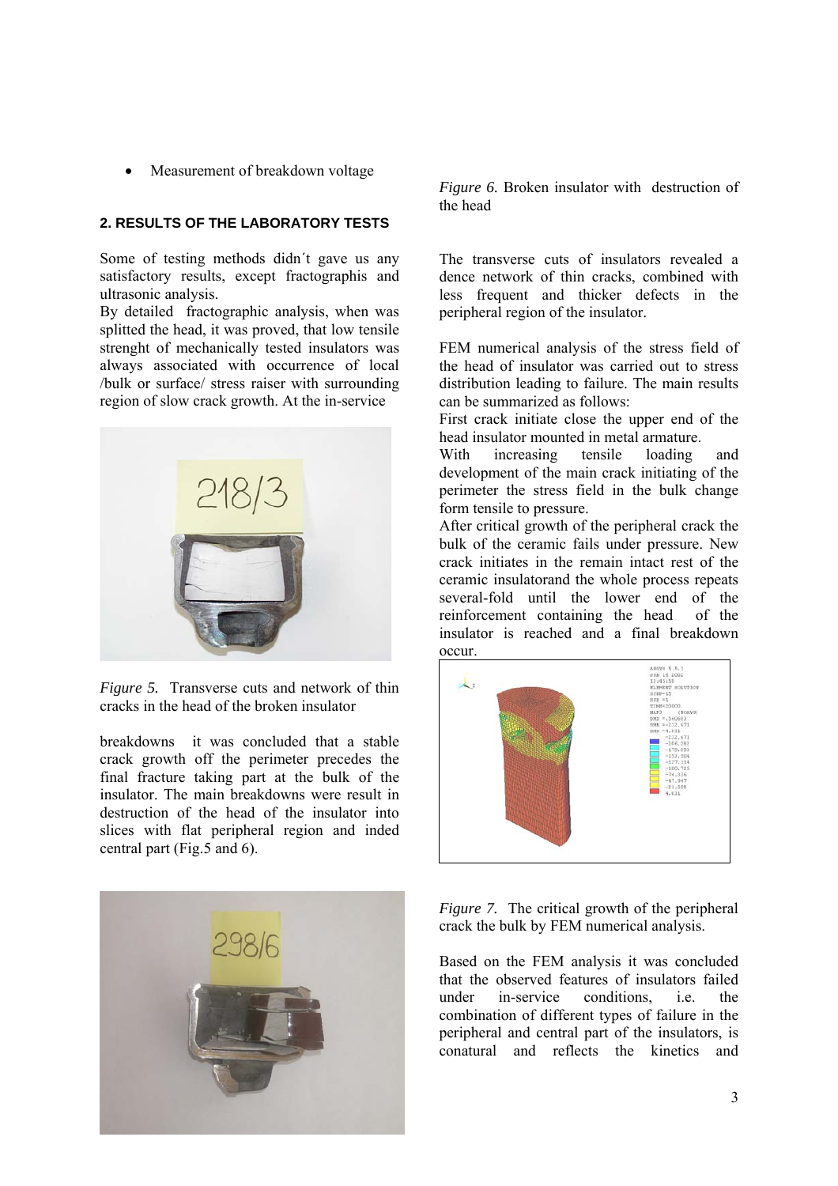- Measurement of breakdown voltage

## 2. RESULTS OF THE LABORATORY TESTS

Some of testing methods didn´t gave us any satisfactory results, except fractographis and ultrasonic analysis.

By detailed fractographic analysis, when was splitted the head, it was proved, that low tensile strenght of mechanically tested insulators was always associated with occurrence of local /bulk or surface/ stress raiser with surrounding region of slow crack growth. At the in-service breakdowns it was concluded that a stable crack growth off the perimeter precedes the final fracture taking part at the bulk of the insulator. The main breakdowns were result in destruction of the head of the insulator into slices with flat peripheral region and inded central part (Fig.5 and 6).

*Figure 5.* Transverse cuts and network of thin cracks in the head of the broken insulator

*Figure 6.* Broken insulator with destruction of the head

The transverse cuts of insulators revealed a dence network of thin cracks, combined with less frequent and thicker defects in the peripheral region of the insulator.

FEM numerical analysis of the stress field of the head of insulator was carried out to stress distribution leading to failure. The main results can be summarized as follows:

First crack initiate close the upper end of the head insulator mounted in metal armature.

With increasing tensile loading and development of the main crack initiating of the perimeter the stress field in the bulk change form tensile to pressure.

After critical growth of the peripheral crack the bulk of the ceramic fails under pressure. New crack initiates in the remain intact rest of the ceramic insulatorand the whole process repeats several-fold until the lower end of the reinforcement containing the head of the insulator is reached and a final breakdown occur.

*Figure 7.* The critical growth of the peripheral crack the bulk by FEM numerical analysis.

Based on the FEM analysis it was concluded that the observed features of insulators failed under in-service conditions, i.e. the combination of different types of failure in the peripheral and central part of the insulators, is conatural and reflects the kinetics and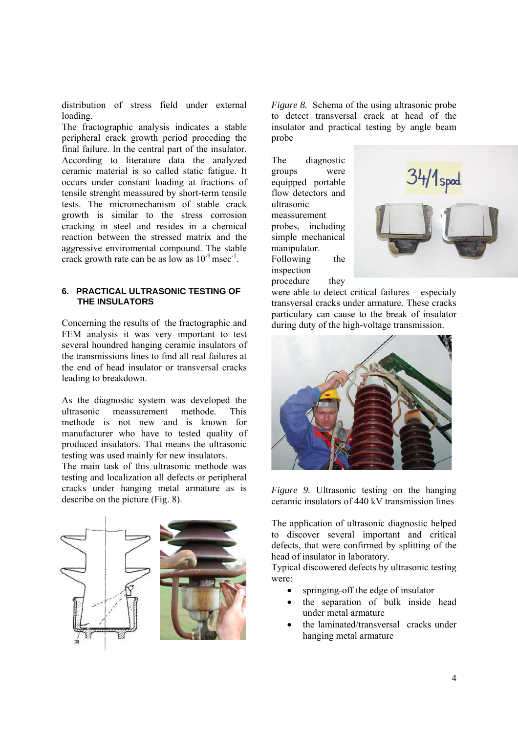distribution of stress field under external loading.

The fractographic analysis indicates a stable peripheral crack growth period proceding the final failure. In the central part of the insulator. According to literature data the analyzed ceramic material is so called static fatigue. It occurs under constant loading at fractions of tensile strenght meassured by short-term tensile tests. The micromechanism of stable crack growth is similar to the stress corrosion cracking in steel and resides in a chemical reaction between the stressed matrix and the aggressive enviromental compound. The stable crack growth rate can be as low as $10^{-9}$ msec$^{-1}$.

## 6. PRACTICAL ULTRASONIC TESTING OF THE INSULATORS

Concerning the results of the fractographic and FEM analysis it was very important to test several houndred hanging ceramic insulators of the transmissions lines to find all real failures at the end of head insulator or transversal cracks leading to breakdown.

As the diagnostic system was developed the ultrasonic meassurement methode. This methode is not new and is known for manufacturer who have to tested quality of produced insulators. That means the ultrasonic testing was used mainly for new insulators.

The main task of this ultrasonic methode was testing and localization all defects or peripheral cracks under hanging metal armature as is describe on the picture (Fig. 8).

*Figure 8.* Schema of the using ultrasonic probe to detect transversal crack at head of the insulator and practical testing by angle beam probe

The diagnostic groups were equipped portable flow detectors and ultrasonic meassurement probes, including simple mechanical manipulator. Following the inspection procedure they were able to detect critical failures – especialy transversal cracks under armature. These cracks particulary can cause to the break of insulator during duty of the high-voltage transmission.

*Figure 9.* Ultrasonic testing on the hanging ceramic insulators of 440 kV transmission lines

The application of ultrasonic diagnostic helped to discover several important and critical defects, that were confirmed by splitting of the head of insulator in laboratory.

Typical discowered defects by ultrasonic testing were:

- springing-off the edge of insulator
- the separation of bulk inside head under metal armature
- the laminated/transversal cracks under hanging metal armature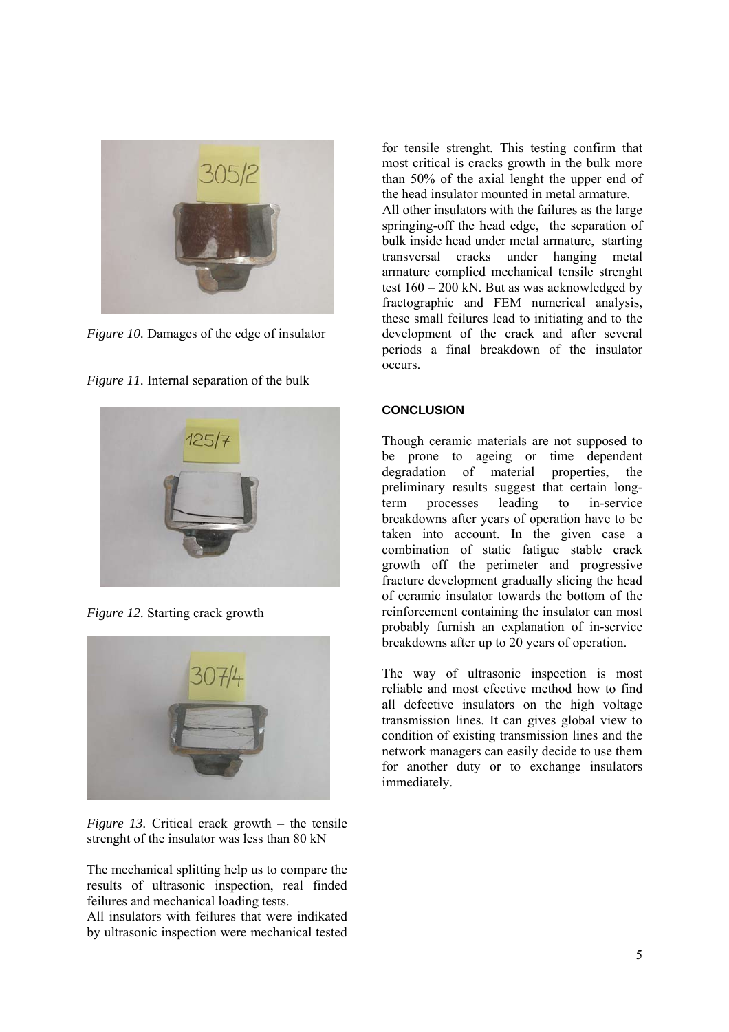*Figure 10.* Damages of the edge of insulator

*Figure 11.* Internal separation of the bulk

*Figure 12.* Starting crack growth

*Figure 13.* Critical crack growth – the tensile strenght of the insulator was less than 80 kN

The mechanical splitting help us to compare the results of ultrasonic inspection, real finded feilures and mechanical loading tests.
All insulators with feilures that were indikated by ultrasonic inspection were mechanical tested for tensile strenght. This testing confirm that most critical is cracks growth in the bulk more than 50% of the axial lenght the upper end of the head insulator mounted in metal armature.
All other insulators with the failures as the large springing-off the head edge, the separation of bulk inside head under metal armature, starting transversal cracks under hanging metal armature complied mechanical tensile strenght test 160 – 200 kN. But as was acknowledged by fractographic and FEM numerical analysis, these small feilures lead to initiating and to the development of the crack and after several periods a final breakdown of the insulator occurs.

## CONCLUSION

Though ceramic materials are not supposed to be prone to ageing or time dependent degradation of material properties, the preliminary results suggest that certain long-term processes leading to in-service breakdowns after years of operation have to be taken into account. In the given case a combination of static fatigue stable crack growth off the perimeter and progressive fracture development gradually slicing the head of ceramic insulator towards the bottom of the reinforcement containing the insulator can most probably furnish an explanation of in-service breakdowns after up to 20 years of operation.

The way of ultrasonic inspection is most reliable and most efective method how to find all defective insulators on the high voltage transmission lines. It can gives global view to condition of existing transmission lines and the network managers can easily decide to use them for another duty or to exchange insulators immediately.